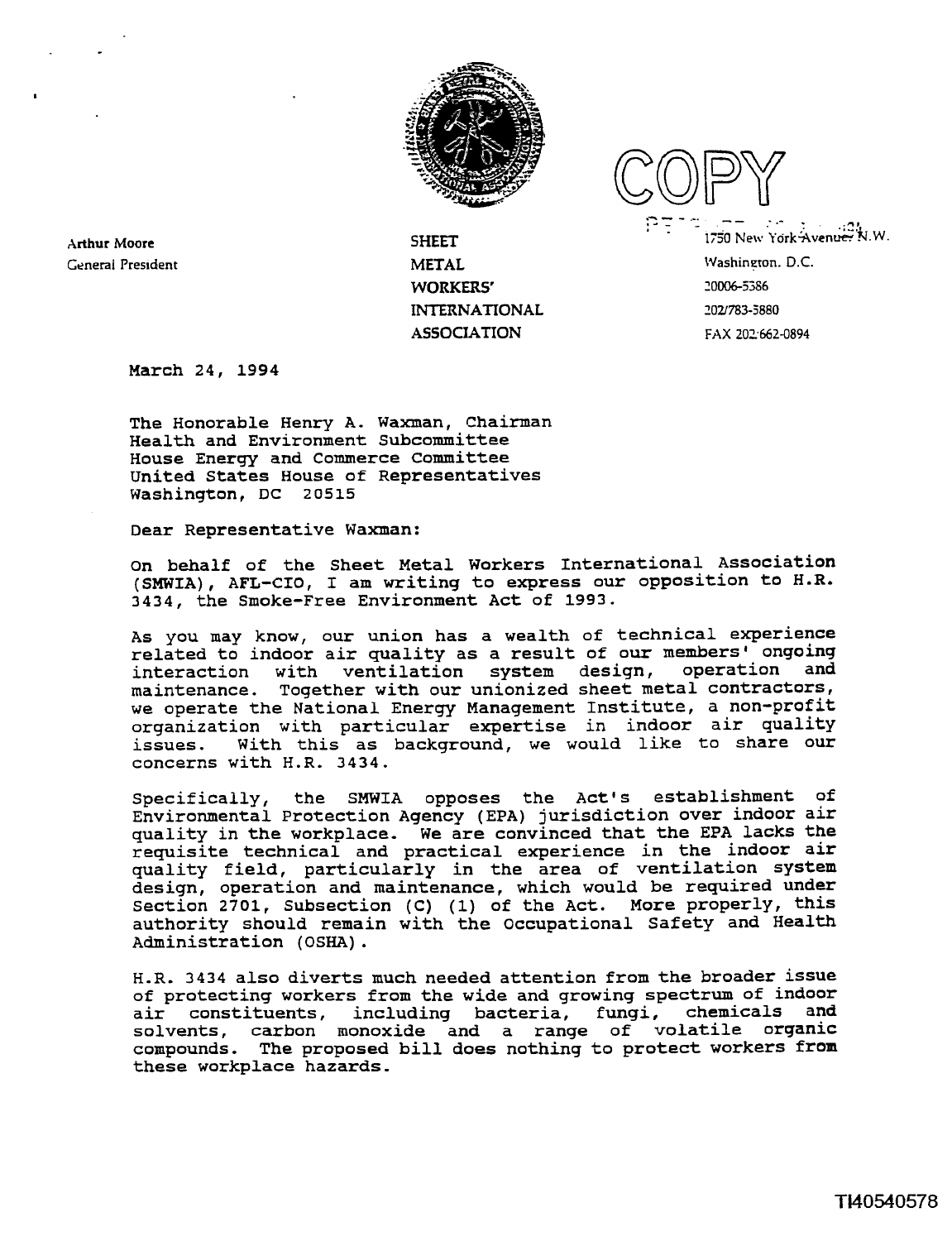Arthur Moore
General President

**SHEET METAL WORKERS' INTERNATIONAL ASSOCIATION**

COPY

1750 New York Avenue N.W.
Washington, D.C.
20006-5386
202/783-5880
FAX 202/662-0894

March 24, 1994

The Honorable Henry A. Waxman, Chairman
Health and Environment Subcommittee
House Energy and Commerce Committee
United States House of Representatives
Washington, DC 20515

Dear Representative Waxman:

On behalf of the Sheet Metal Workers International Association (SMWIA), AFL-CIO, I am writing to express our opposition to H.R. 3434, the Smoke-Free Environment Act of 1993.

As you may know, our union has a wealth of technical experience related to indoor air quality as a result of our members' ongoing interaction with ventilation system design, operation and maintenance. Together with our unionized sheet metal contractors, we operate the National Energy Management Institute, a non-profit organization with particular expertise in indoor air quality issues. With this as background, we would like to share our concerns with H.R. 3434.

Specifically, the SMWIA opposes the Act's establishment of Environmental Protection Agency (EPA) jurisdiction over indoor air quality in the workplace. We are convinced that the EPA lacks the requisite technical and practical experience in the indoor air quality field, particularly in the area of ventilation system design, operation and maintenance, which would be required under Section 2701, Subsection (C) (1) of the Act. More properly, this authority should remain with the Occupational Safety and Health Administration (OSHA).

H.R. 3434 also diverts much needed attention from the broader issue of protecting workers from the wide and growing spectrum of indoor air constituents, including bacteria, fungi, chemicals and solvents, carbon monoxide and a range of volatile organic compounds. The proposed bill does nothing to protect workers from these workplace hazards.

TI40540578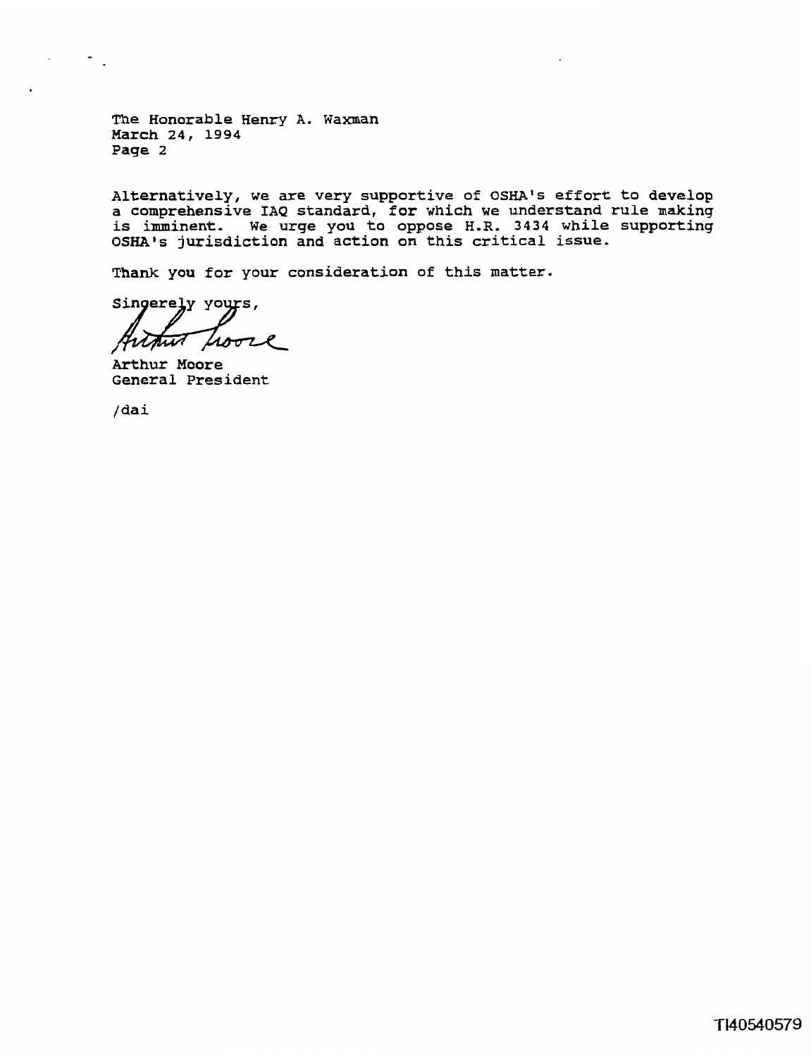The Honorable Henry A. Waxman
March 24, 1994
Page 2

Alternatively, we are very supportive of OSHA's effort to develop a comprehensive IAQ standard, for which we understand rule making is imminent. We urge you to oppose H.R. 3434 while supporting OSHA's jurisdiction and action on this critical issue.

Thank you for your consideration of this matter.

Sincerely yours,

Arthur Moore

Arthur Moore
General President

/dai

TI40540579